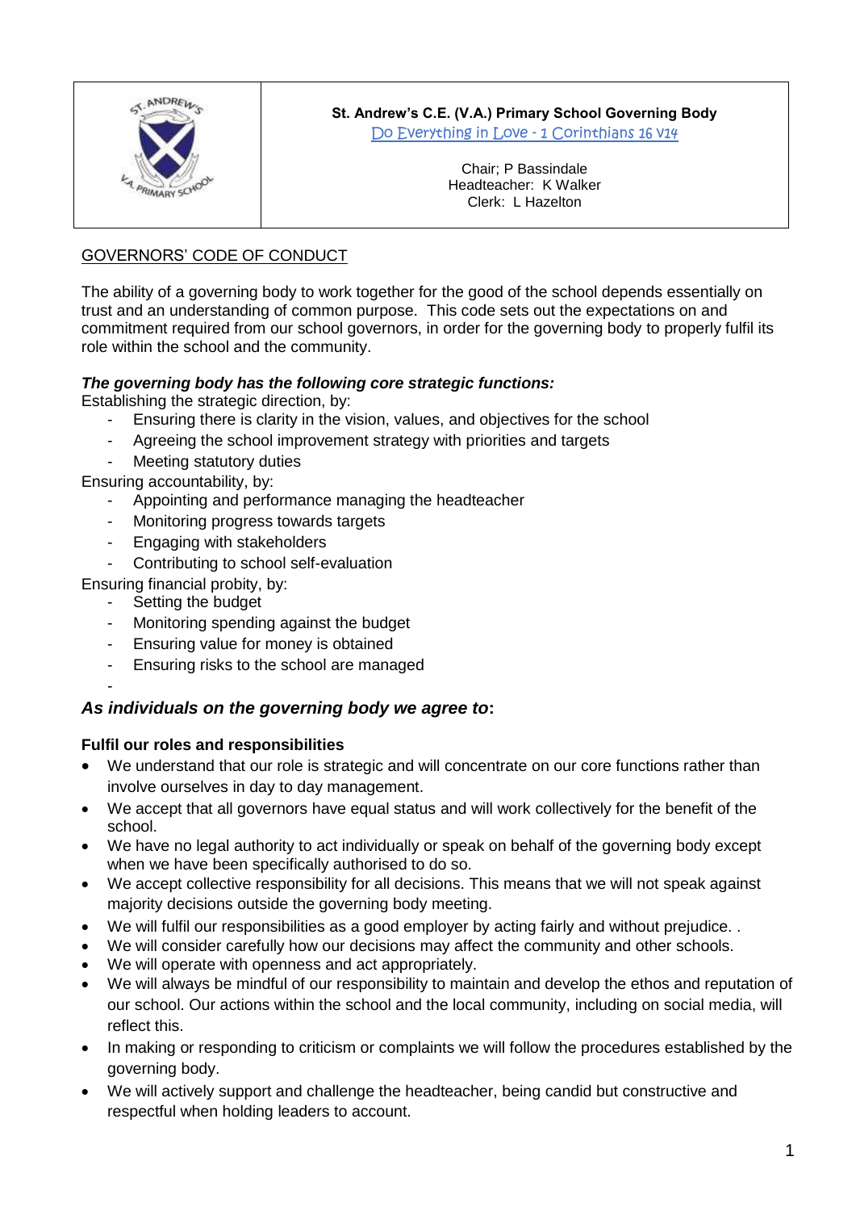**St. Andrew's C.E. (V.A.) Primary School Governing Body**

Do Everything in Love - 1 Corinthians 16 V14

Chair; P Bassindale
Headteacher: K Walker
Clerk: L Hazelton

## GOVERNORS' CODE OF CONDUCT

The ability of a governing body to work together for the good of the school depends essentially on trust and an understanding of common purpose. This code sets out the expectations on and commitment required from our school governors, in order for the governing body to properly fulfil its role within the school and the community.

***The governing body has the following core strategic functions:***

Establishing the strategic direction, by:

- Ensuring there is clarity in the vision, values, and objectives for the school
- Agreeing the school improvement strategy with priorities and targets
- Meeting statutory duties

Ensuring accountability, by:

- Appointing and performance managing the headteacher
- Monitoring progress towards targets
- Engaging with stakeholders
- Contributing to school self-evaluation

Ensuring financial probity, by:

- Setting the budget
- Monitoring spending against the budget
- Ensuring value for money is obtained
- Ensuring risks to the school are managed

### *As individuals on the governing body we agree to*:

**Fulfil our roles and responsibilities**

- We understand that our role is strategic and will concentrate on our core functions rather than involve ourselves in day to day management.
- We accept that all governors have equal status and will work collectively for the benefit of the school.
- We have no legal authority to act individually or speak on behalf of the governing body except when we have been specifically authorised to do so.
- We accept collective responsibility for all decisions. This means that we will not speak against majority decisions outside the governing body meeting.
- We will fulfil our responsibilities as a good employer by acting fairly and without prejudice. .
- We will consider carefully how our decisions may affect the community and other schools.
- We will operate with openness and act appropriately.
- We will always be mindful of our responsibility to maintain and develop the ethos and reputation of our school. Our actions within the school and the local community, including on social media, will reflect this.
- In making or responding to criticism or complaints we will follow the procedures established by the governing body.
- We will actively support and challenge the headteacher, being candid but constructive and respectful when holding leaders to account.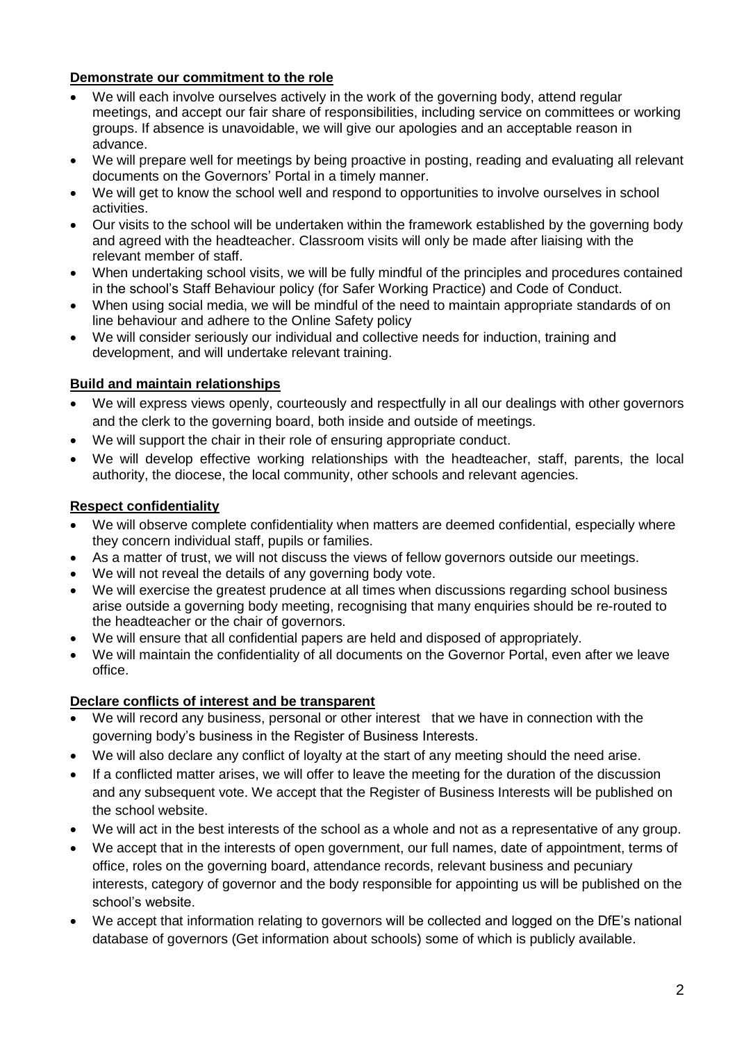**Demonstrate our commitment to the role**

- We will each involve ourselves actively in the work of the governing body, attend regular meetings, and accept our fair share of responsibilities, including service on committees or working groups. If absence is unavoidable, we will give our apologies and an acceptable reason in advance.
- We will prepare well for meetings by being proactive in posting, reading and evaluating all relevant documents on the Governors' Portal in a timely manner.
- We will get to know the school well and respond to opportunities to involve ourselves in school activities.
- Our visits to the school will be undertaken within the framework established by the governing body and agreed with the headteacher. Classroom visits will only be made after liaising with the relevant member of staff.
- When undertaking school visits, we will be fully mindful of the principles and procedures contained in the school's Staff Behaviour policy (for Safer Working Practice) and Code of Conduct.
- When using social media, we will be mindful of the need to maintain appropriate standards of on line behaviour and adhere to the Online Safety policy
- We will consider seriously our individual and collective needs for induction, training and development, and will undertake relevant training.

**Build and maintain relationships**

- We will express views openly, courteously and respectfully in all our dealings with other governors and the clerk to the governing board, both inside and outside of meetings.
- We will support the chair in their role of ensuring appropriate conduct.
- We will develop effective working relationships with the headteacher, staff, parents, the local authority, the diocese, the local community, other schools and relevant agencies.

**Respect confidentiality**

- We will observe complete confidentiality when matters are deemed confidential, especially where they concern individual staff, pupils or families.
- As a matter of trust, we will not discuss the views of fellow governors outside our meetings.
- We will not reveal the details of any governing body vote.
- We will exercise the greatest prudence at all times when discussions regarding school business arise outside a governing body meeting, recognising that many enquiries should be re-routed to the headteacher or the chair of governors.
- We will ensure that all confidential papers are held and disposed of appropriately.
- We will maintain the confidentiality of all documents on the Governor Portal, even after we leave office.

**Declare conflicts of interest and be transparent**

- We will record any business, personal or other interest that we have in connection with the governing body's business in the Register of Business Interests.
- We will also declare any conflict of loyalty at the start of any meeting should the need arise.
- If a conflicted matter arises, we will offer to leave the meeting for the duration of the discussion and any subsequent vote. We accept that the Register of Business Interests will be published on the school website.
- We will act in the best interests of the school as a whole and not as a representative of any group.
- We accept that in the interests of open government, our full names, date of appointment, terms of office, roles on the governing board, attendance records, relevant business and pecuniary interests, category of governor and the body responsible for appointing us will be published on the school's website.
- We accept that information relating to governors will be collected and logged on the DfE's national database of governors (Get information about schools) some of which is publicly available.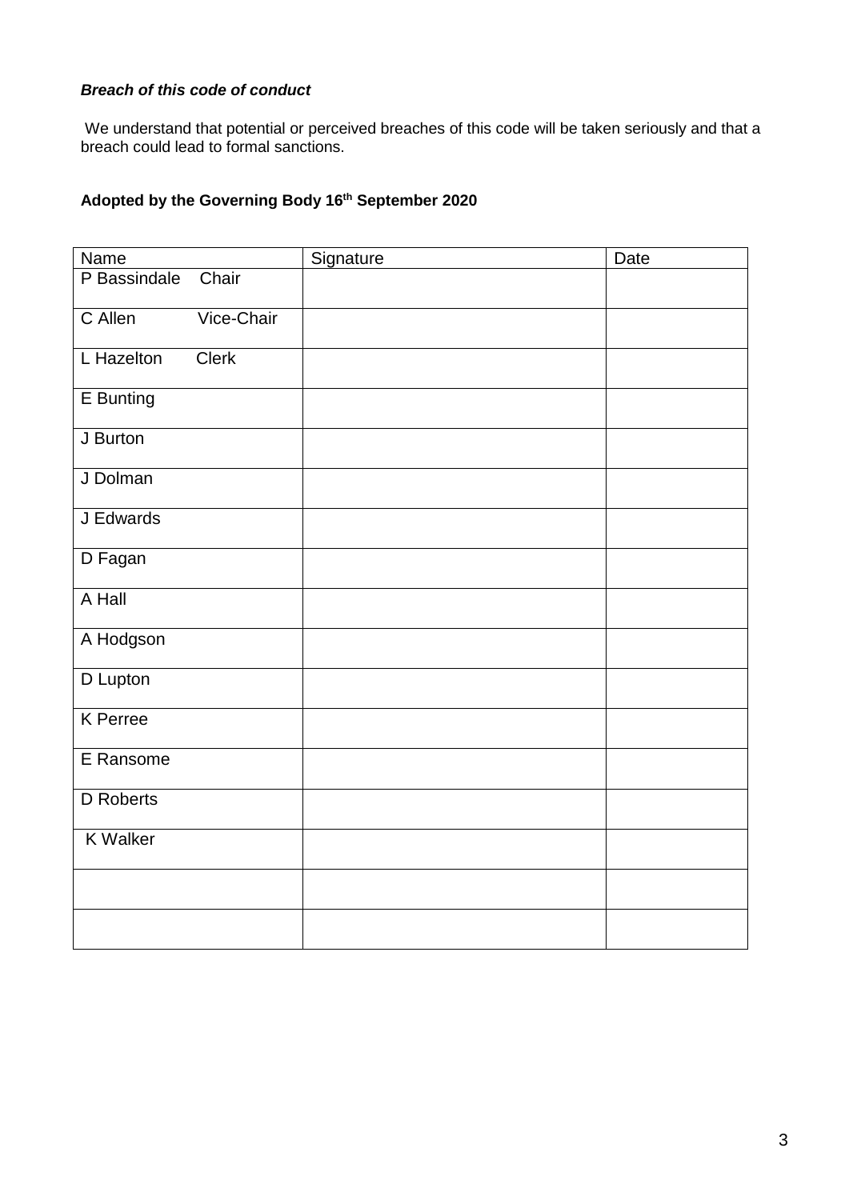***Breach of this code of conduct***

We understand that potential or perceived breaches of this code will be taken seriously and that a breach could lead to formal sanctions.

**Adopted by the Governing Body 16th September 2020**

| Name | Signature | Date |
| --- | --- | --- |
| P Bassindale    Chair | | |
| C Allen    Vice-Chair | | |
| L Hazelton    Clerk | | |
| E Bunting | | |
| J Burton | | |
| J Dolman | | |
| J Edwards | | |
| D Fagan | | |
| A Hall | | |
| A Hodgson | | |
| D Lupton | | |
| K Perree | | |
| E Ransome | | |
| D Roberts | | |
| K Walker | | |
| | | |
| | | |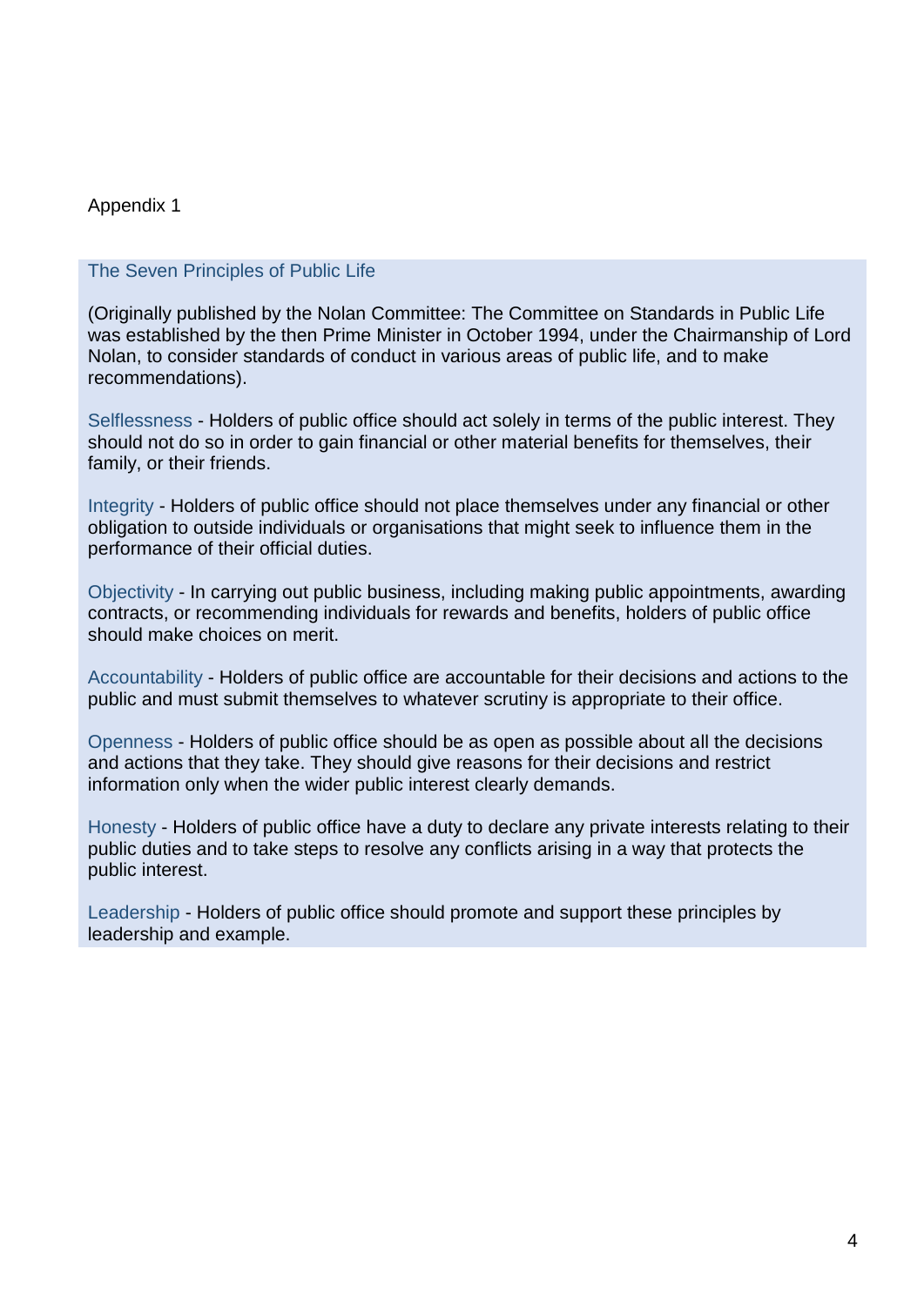Appendix 1

## The Seven Principles of Public Life

(Originally published by the Nolan Committee: The Committee on Standards in Public Life was established by the then Prime Minister in October 1994, under the Chairmanship of Lord Nolan, to consider standards of conduct in various areas of public life, and to make recommendations).

**Selflessness** - Holders of public office should act solely in terms of the public interest. They should not do so in order to gain financial or other material benefits for themselves, their family, or their friends.

**Integrity** - Holders of public office should not place themselves under any financial or other obligation to outside individuals or organisations that might seek to influence them in the performance of their official duties.

**Objectivity** - In carrying out public business, including making public appointments, awarding contracts, or recommending individuals for rewards and benefits, holders of public office should make choices on merit.

**Accountability** - Holders of public office are accountable for their decisions and actions to the public and must submit themselves to whatever scrutiny is appropriate to their office.

**Openness** - Holders of public office should be as open as possible about all the decisions and actions that they take. They should give reasons for their decisions and restrict information only when the wider public interest clearly demands.

**Honesty** - Holders of public office have a duty to declare any private interests relating to their public duties and to take steps to resolve any conflicts arising in a way that protects the public interest.

**Leadership** - Holders of public office should promote and support these principles by leadership and example.